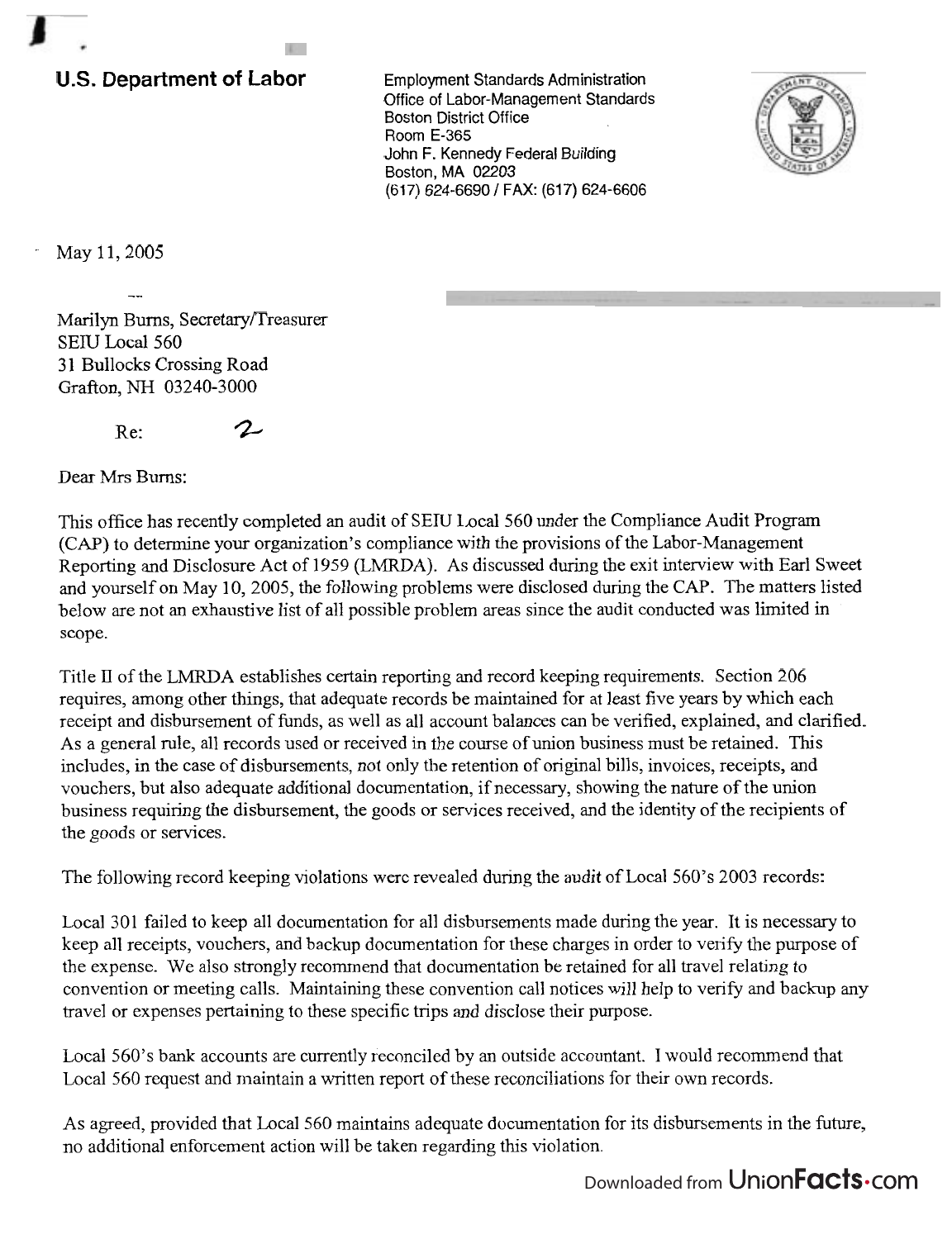**U.S. Department of Labor**

Employment Standards Administration
Office of Labor-Management Standards
Boston District Office
Room E-365
John F. Kennedy Federal Building
Boston, MA 02203
(617) 624-6690 / FAX: (617) 624-6606

May 11, 2005

Marilyn Burns, Secretary/Treasurer
SEIU Local 560
31 Bullocks Crossing Road
Grafton, NH 03240-3000

Re: 2

Dear Mrs Burns:

This office has recently completed an audit of SEIU Local 560 under the Compliance Audit Program (CAP) to determine your organization's compliance with the provisions of the Labor-Management Reporting and Disclosure Act of 1959 (LMRDA). As discussed during the exit interview with Earl Sweet and yourself on May 10, 2005, the following problems were disclosed during the CAP. The matters listed below are not an exhaustive list of all possible problem areas since the audit conducted was limited in scope.

Title II of the LMRDA establishes certain reporting and record keeping requirements. Section 206 requires, among other things, that adequate records be maintained for at least five years by which each receipt and disbursement of funds, as well as all account balances can be verified, explained, and clarified. As a general rule, all records used or received in the course of union business must be retained. This includes, in the case of disbursements, not only the retention of original bills, invoices, receipts, and vouchers, but also adequate additional documentation, if necessary, showing the nature of the union business requiring the disbursement, the goods or services received, and the identity of the recipients of the goods or services.

The following record keeping violations were revealed during the audit of Local 560's 2003 records:

Local 301 failed to keep all documentation for all disbursements made during the year. It is necessary to keep all receipts, vouchers, and backup documentation for these charges in order to verify the purpose of the expense. We also strongly recommend that documentation be retained for all travel relating to convention or meeting calls. Maintaining these convention call notices will help to verify and backup any travel or expenses pertaining to these specific trips and disclose their purpose.

Local 560's bank accounts are currently reconciled by an outside accountant. I would recommend that Local 560 request and maintain a written report of these reconciliations for their own records.

As agreed, provided that Local 560 maintains adequate documentation for its disbursements in the future, no additional enforcement action will be taken regarding this violation.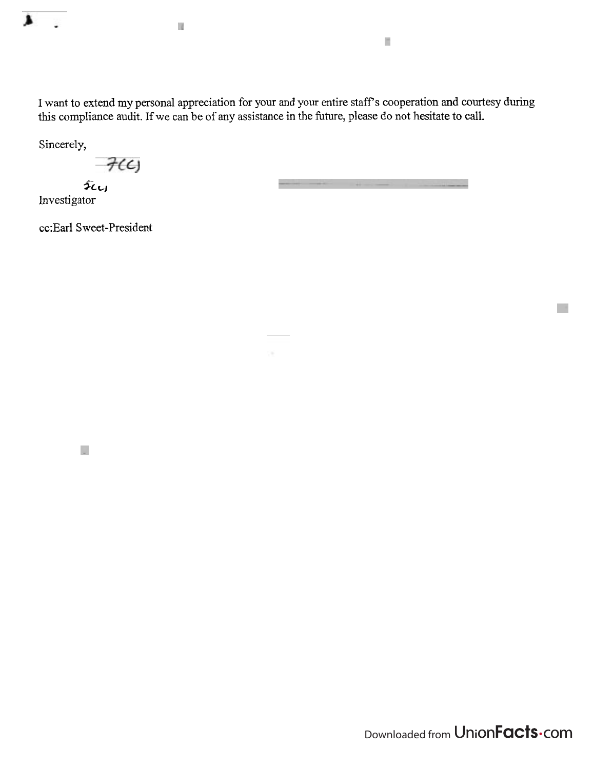I want to extend my personal appreciation for your and your entire staff's cooperation and courtesy during this compliance audit. If we can be of any assistance in the future, please do not hesitate to call.

Sincerely,

7(C)

7(C)

Investigator

cc:Earl Sweet-President